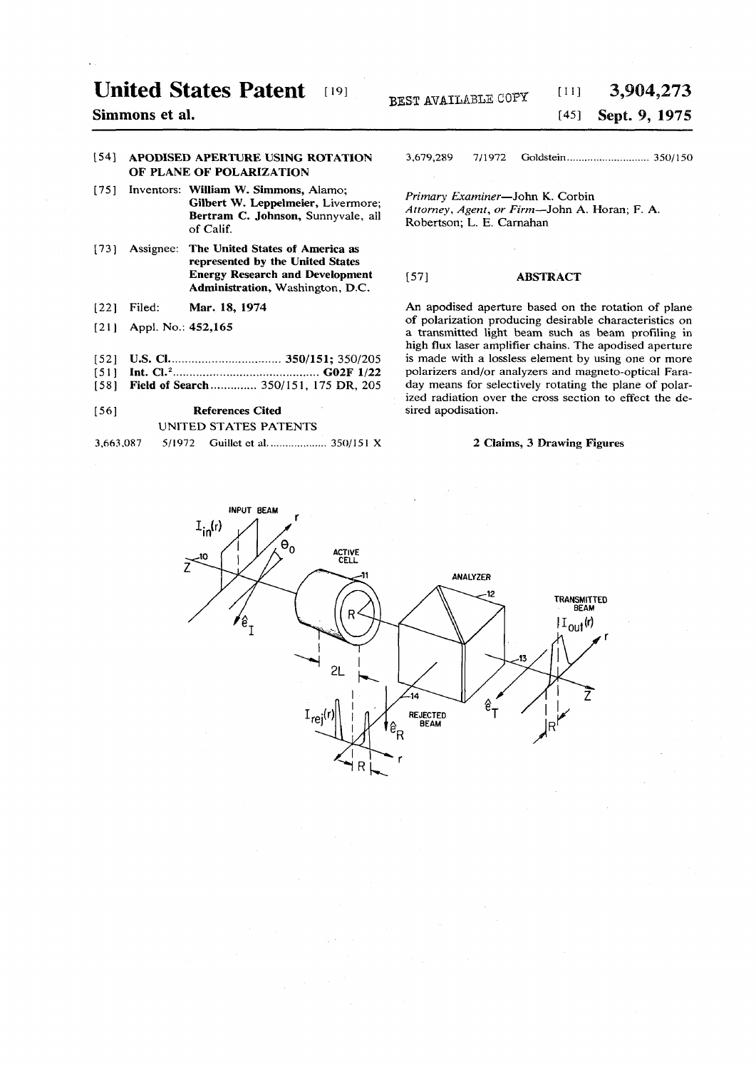# United States Patent [19]

**Simmons et al.**

BEST AVAILABLE COPY

[11] **3,904,273**

[45] **Sept. 9, 1975**

[54] **APODISED APERTURE USING ROTATION OF PLANE OF POLARIZATION**

[75] Inventors: **William W. Simmons**, Alamo; **Gilbert W. Leppelmeier**, Livermore; **Bertram C. Johnson**, Sunnyvale, all of Calif.

[73] Assignee: **The United States of America as represented by the United States Energy Research and Development Administration**, Washington, D.C.

[22] Filed: **Mar. 18, 1974**

[21] Appl. No.: **452,165**

[52] U.S. Cl. .................................. **350/151**; 350/205

[51] Int. Cl.[2] ............................................ **G02F 1/22**

[58] Field of Search .............. 350/151, 175 DR, 205

[56] **References Cited**

UNITED STATES PATENTS

3,663,087 5/1972 Guillet et al. .................... 350/151 X

3,679,289 7/1972 Goldstein ............................ 350/150

*Primary Examiner*—John K. Corbin

*Attorney, Agent, or Firm*—John A. Horan; F. A. Robertson; L. E. Carnahan

[57] **ABSTRACT**

An apodised aperture based on the rotation of plane of polarization producing desirable characteristics on a transmitted light beam such as beam profiling in high flux laser amplifier chains. The apodised aperture is made with a lossless element by using one or more polarizers and/or analyzers and magneto-optical Faraday means for selectively rotating the plane of polarized radiation over the cross section to effect the desired apodisation.

**2 Claims, 3 Drawing Figures**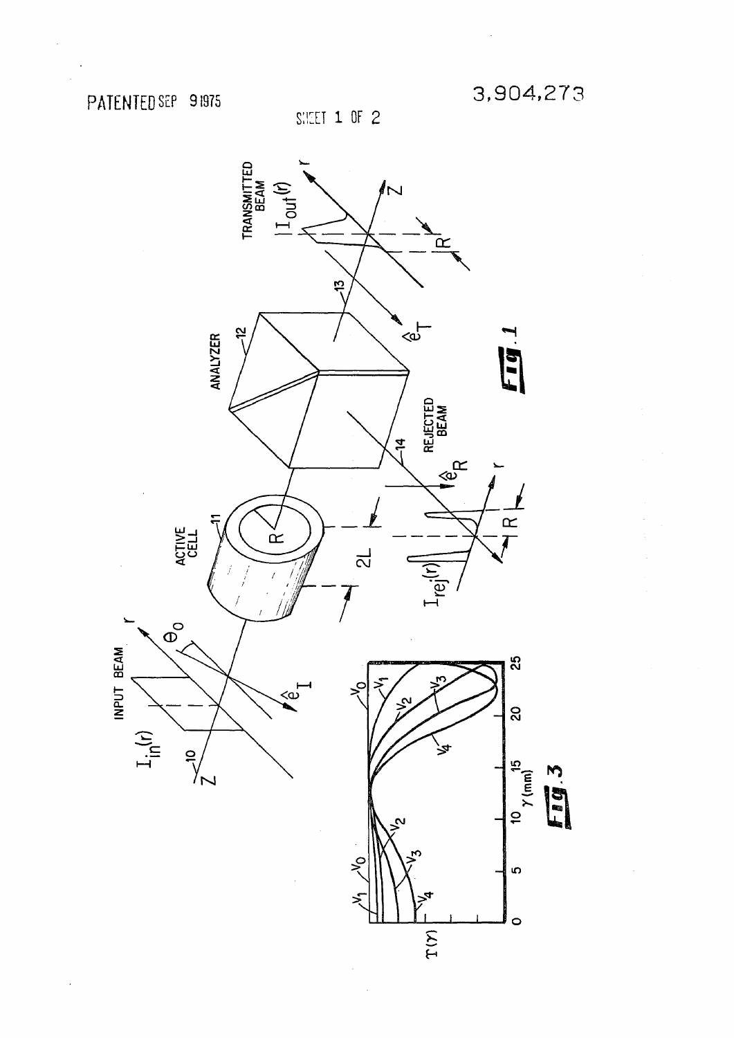PATENTED SEP 9 1975

3,904,273

SHEET 1 OF 2

FIG. 1

FIG. 3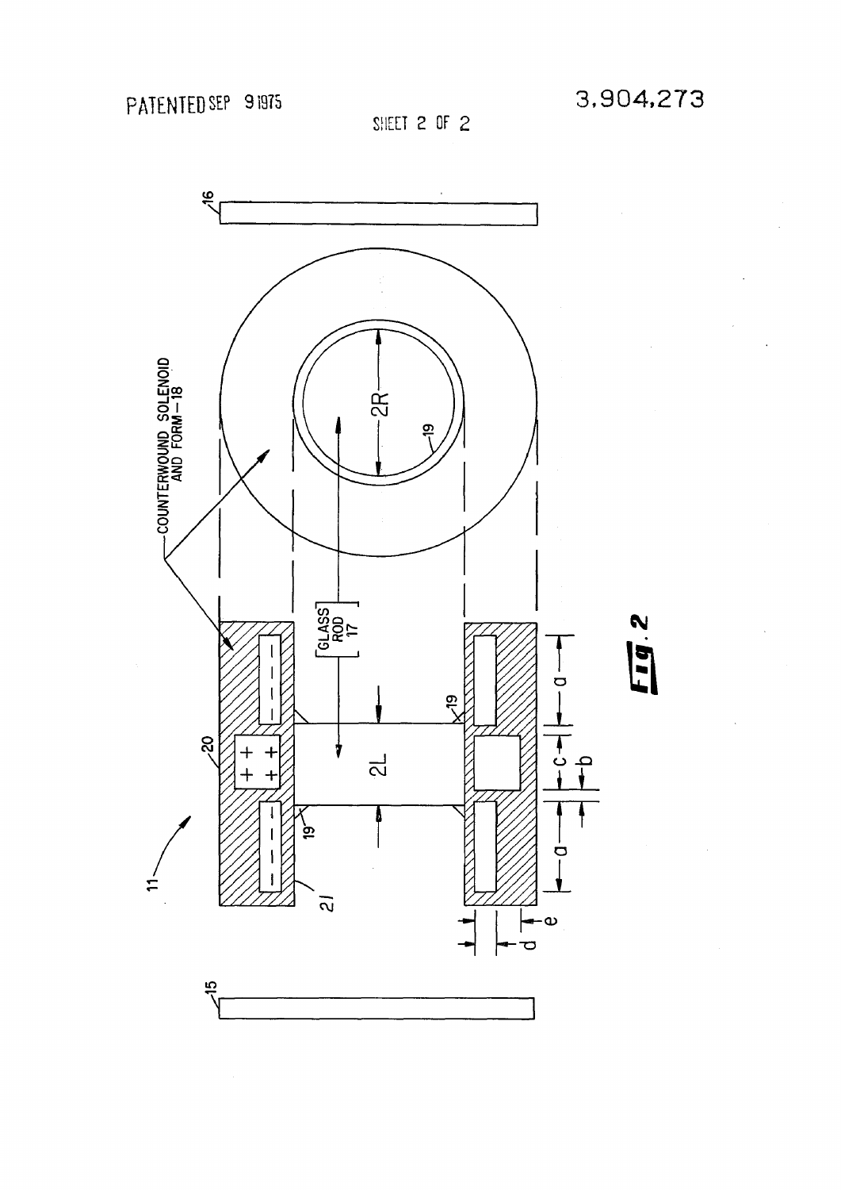Fig. 2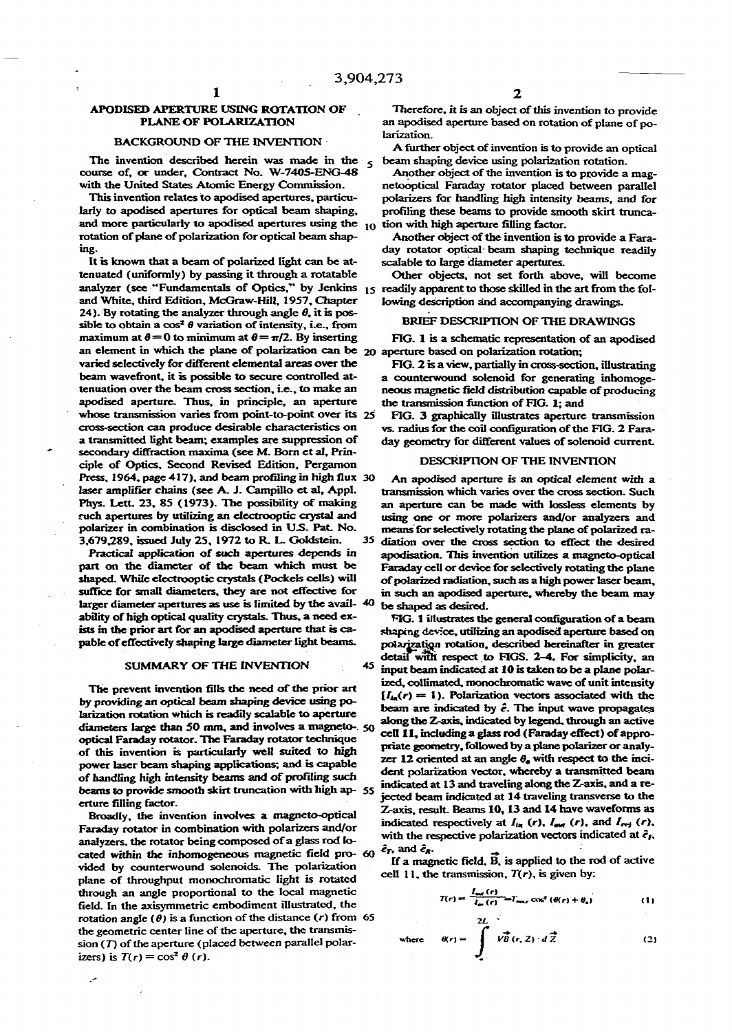# APODISED APERTURE USING ROTATION OF PLANE OF POLARIZATION

## BACKGROUND OF THE INVENTION

The invention described herein was made in the course of, or under, Contract No. W-7405-ENG-48 with the United States Atomic Energy Commission.

This invention relates to apodised apertures, particularly to apodised apertures for optical beam shaping, and more particularly to apodised apertures using the rotation of plane of polarization for optical beam shaping.

It is known that a beam of polarized light can be attenuated (uniformly) by passing it through a rotatable analyzer (see "Fundamentals of Optics," by Jenkins and White, third Edition, McGraw-Hill, 1957, Chapter 24). By rotating the analyzer through angle $\theta$, it is possible to obtain a $\cos^2\theta$ variation of intensity, i.e., from maximum at $\theta = 0$ to minimum at $\theta = \pi/2$. By inserting an element in which the plane of polarization can be varied selectively for different elemental areas over the beam wavefront, it is possible to secure controlled attenuation over the beam cross section, i.e., to make an apodised aperture. Thus, in principle, an aperture whose transmission varies from point-to-point over its cross-section can produce desirable characteristics on a transmitted light beam; examples are suppression of secondary diffraction maxima (see M. Born et al, Principle of Optics, Second Revised Edition, Pergamon Press, 1964, page 417), and beam profiling in high flux laser amplifier chains (see A. J. Campillo et al, Appl. Phys. Lett. 23, 85 (1973). The possibility of making such apertures by utilizing an electrooptic crystal and polarizer in combination is disclosed in U.S. Pat. No. 3,679,289, issued July 25, 1972 to R. L. Goldstein.

Practical application of such apertures depends in part on the diameter of the beam which must be shaped. While electrooptic crystals (Pockels cells) will suffice for small diameters, they are not effective for larger diameter apertures as use is limited by the availability of high optical quality crystals. Thus, a need exists in the prior art for an apodised aperture that is capable of effectively shaping large diameter light beams.

## SUMMARY OF THE INVENTION

The prevent invention fills the need of the prior art by providing an optical beam shaping device using polarization rotation which is readily scalable to aperture diameters large than 50 mm, and involves a magneto-optical Faraday rotator. The Faraday rotator technique of this invention is particularly well suited to high power laser beam shaping applications; and is capable of handling high intensity beams and of profiling such beams to provide smooth skirt truncation with high aperture filling factor.

Broadly, the invention involves a magneto-optical Faraday rotator in combination with polarizers and/or analyzers, the rotator being composed of a glass rod located within the inhomogeneous magnetic field provided by counterwound solenoids. The polarization plane of throughput monochromatic light is rotated through an angle proportional to the local magnetic field. In the axisymmetric embodiment illustrated, the rotation angle ($\theta$) is a function of the distance ($r$) from the geometric center line of the aperture, the transmission ($T$) of the aperture (placed between parallel polarizers) is $T(r) = \cos^2\theta(r)$.

Therefore, it is an object of this invention to provide an apodised aperture based on rotation of plane of polarization.

A further object of invention is to provide an optical beam shaping device using polarization rotation.

Another object of the invention is to provide a magnetooptical Faraday rotator placed between parallel polarizers for handling high intensity beams, and for profiling these beams to provide smooth skirt truncation with high aperture filling factor.

Another object of the invention is to provide a Faraday rotator optical beam shaping technique readily scalable to large diameter apertures.

Other objects, not set forth above, will become readily apparent to those skilled in the art from the following description and accompanying drawings.

## BRIEF DESCRIPTION OF THE DRAWINGS

FIG. 1 is a schematic representation of an apodised aperture based on polarization rotation;

FIG. 2 is a view, partially in cross-section, illustrating a counterwound solenoid for generating inhomogeneous magnetic field distribution capable of producing the transmission function of FIG. 1; and

FIG. 3 graphically illustrates aperture transmission vs. radius for the coil configuration of the FIG. 2 Faraday geometry for different values of solenoid current.

## DESCRIPTION OF THE INVENTION

An apodised aperture is an optical element with a transmission which varies over the cross section. Such an aperture can be made with lossless elements by using one or more polarizers and/or analyzers and means for selectively rotating the plane of polarized radiation over the cross section to effect the desired apodisation. This invention utilizes a magneto-optical Faraday cell or device for selectively rotating the plane of polarized radiation, such as a high power laser beam, in such an apodised aperture, whereby the beam may be shaped as desired.

FIG. 1 illustrates the general configuration of a beam shaping device, utilizing an apodised aperture based on polarization rotation, described hereinafter in greater detail with respect to FIGS. 2-4. For simplicity, an input beam indicated at 10 is taken to be a plane polarized, collimated, monochromatic wave of unit intensity $[I_{in}(r) = 1)$. Polarization vectors associated with the beam are indicated by $\hat{e}$. The input wave propagates along the Z-axis, indicated by legend, through an active cell 11, including a glass rod (Faraday effect) of appropriate geometry, followed by a plane polarizer or analyzer 12 oriented at an angle $\theta_o$ with respect to the incident polarization vector, whereby a transmitted beam indicated at 13 and traveling along the Z-axis, and a rejected beam indicated at 14 traveling transverse to the Z-axis, result. Beams 10, 13 and 14 have waveforms as indicated respectively at $I_{in}(r)$, $I_{out}(r)$, and $I_{rej}(r)$, with the respective polarization vectors indicated at $\hat{e}_I$, $\hat{e}_T$, and $\hat{e}_R$.

If a magnetic field, $\vec{B}$, is applied to the rod of active cell 11, the transmission, $T(r)$, is given by:

$$T(r) = \frac{I_{out}(r)}{I_{in}(r)} = T_{max}\cos^2(\theta(r) + \theta_o) \quad (1)$$

$$\text{where} \quad \theta(r) = \int^{2L} V\vec{B}(r, Z) \cdot d\vec{Z} \quad (2)$$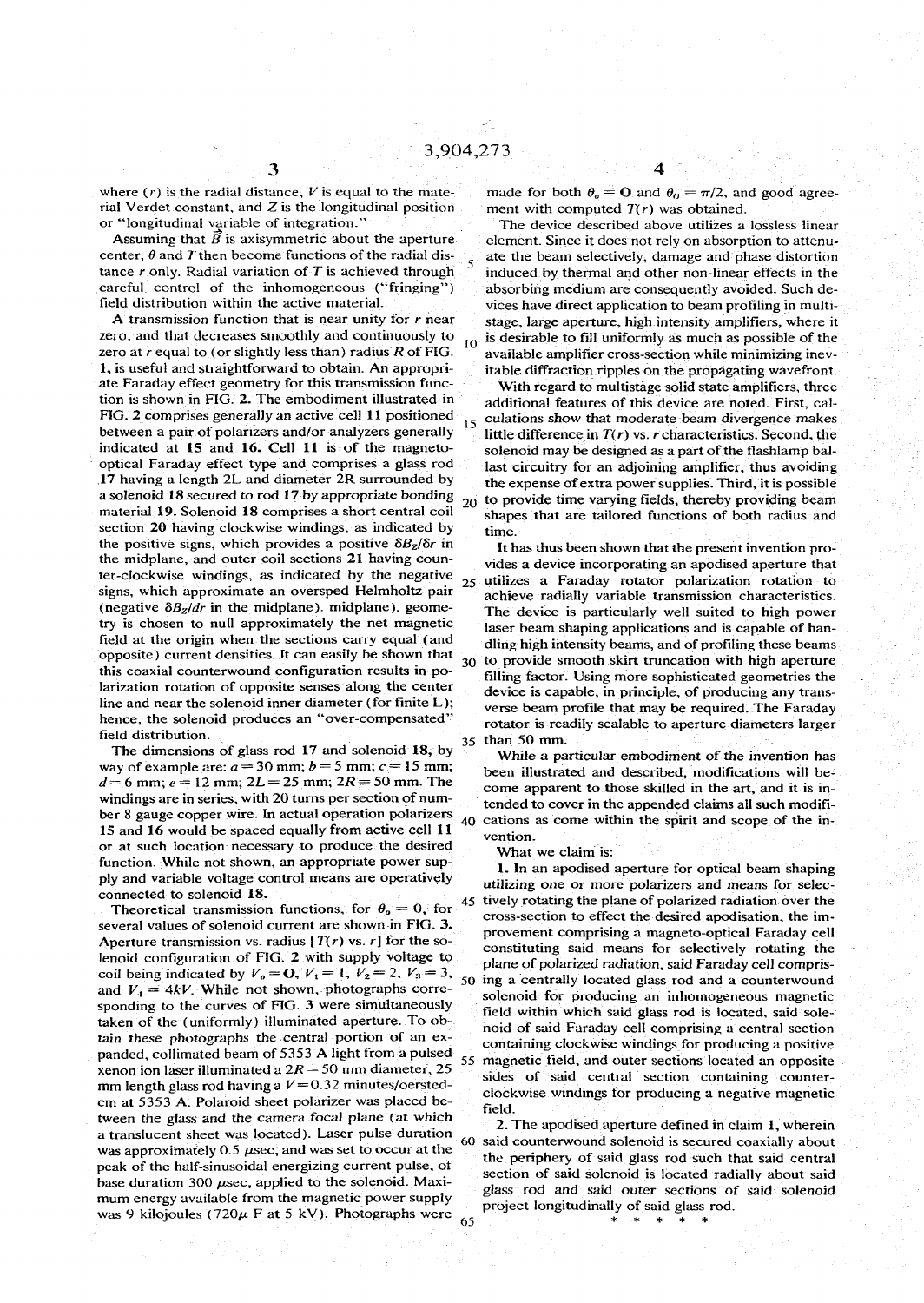where $(r)$ is the radial distance, $V$ is equal to the material Verdet constant, and $Z$ is the longitudinal position or "longitudinal variable of integration."

Assuming that $\vec{B}$ is axisymmetric about the aperture center, $\theta$ and $T$ then become functions of the radial distance $r$ only. Radial variation of $T$ is achieved through careful control of the inhomogeneous ("fringing") field distribution within the active material.

A transmission function that is near unity for $r$ near zero, and that decreases smoothly and continuously to zero at $r$ equal to (or slightly less than) radius $R$ of FIG. 1, is useful and straightforward to obtain. An appropriate Faraday effect geometry for this transmission function is shown in FIG. 2. The embodiment illustrated in FIG. 2 comprises generally an active cell **11** positioned between a pair of polarizers and/or analyzers generally indicated at **15** and **16**. Cell **11** is of the magneto-optical Faraday effect type and comprises a glass rod **17** having a length 2L and diameter 2R surrounded by a solenoid **18** secured to rod **17** by appropriate bonding material **19**. Solenoid **18** comprises a short central coil section **20** having clockwise windings, as indicated by the positive signs, which provides a positive $\delta B_Z/\delta r$ in the midplane, and outer coil sections **21** having counter-clockwise windings, as indicated by the negative signs, which approximate an overspeed Helmholtz pair (negative $\delta B_Z/dr$ in the midplane). midplane). geometry is chosen to null approximately the net magnetic field at the origin when the sections carry equal (and opposite) current densities. It can easily be shown that this coaxial counterwound configuration results in polarization rotation of opposite senses along the center line and near the solenoid inner diameter (for finite L); hence, the solenoid produces an "over-compensated" field distribution.

The dimensions of glass rod **17** and solenoid **18**, by way of example are: $a = 30$ mm; $b = 5$ mm; $c = 15$ mm; $d = 6$ mm; $e = 12$ mm; $2L = 25$ mm; $2R = 50$ mm. The windings are in series, with 20 turns per section of number 8 gauge copper wire. In actual operation polarizers **15** and **16** would be spaced equally from active cell **11** or at such location necessary to produce the desired function. While not shown, an appropriate power supply and variable voltage control means are operatively connected to solenoid **18**.

Theoretical transmission functions, for $\theta_o = 0$, for several values of solenoid current are shown in FIG. 3. Aperture transmission vs. radius [$T(r)$ vs. $r$] for the solenoid configuration of FIG. 2 with supply voltage to coil being indicated by $V_o = 0$, $V_1 = 1$, $V_2 = 2$, $V_3 = 3$, and $V_4 = 4kV$. While not shown, photographs corresponding to the curves of FIG. 3 were simultaneously taken of the (uniformly) illuminated aperture. To obtain these photographs the central portion of an expanded, collimated beam of 5353 A light from a pulsed xenon ion laser illuminated a $2R = 50$ mm diameter, 25 mm length glass rod having a $V = 0.32$ minutes/oersted-cm at 5353 A. Polaroid sheet polarizer was placed between the glass and the camera focal plane (at which a translucent sheet was located). Laser pulse duration was approximately 0.5 $\mu$sec, and was set to occur at the peak of the half-sinusoidal energizing current pulse, of base duration 300 $\mu$sec, applied to the solenoid. Maximum energy available from the magnetic power supply was 9 kilojoules (720$\mu$ F at 5 kV). Photographs were made for both $\theta_o = 0$ and $\theta_o = \pi/2$, and good agreement with computed $T(r)$ was obtained.

The device described above utilizes a lossless linear element. Since it does not rely on absorption to attenuate the beam selectively, damage and phase distortion induced by thermal and other non-linear effects in the absorbing medium are consequently avoided. Such devices have direct application to beam profiling in multistage, large aperture, high intensity amplifiers, where it is desirable to fill uniformly as much as possible of the available amplifier cross-section while minimizing inevitable diffraction ripples on the propagating wavefront.

With regard to multistage solid state amplifiers, three additional features of this device are noted. First, calculations show that moderate beam divergence makes little difference in $T(r)$ vs. $r$ characteristics. Second, the solenoid may be designed as a part of the flashlamp ballast circuitry for an adjoining amplifier, thus avoiding the expense of extra power supplies. Third, it is possible to provide time varying fields, thereby providing beam shapes that are tailored functions of both radius and time.

It has thus been shown that the present invention provides a device incorporating an apodised aperture that utilizes a Faraday rotator polarization rotation to achieve radially variable transmission characteristics. The device is particularly well suited to high power laser beam shaping applications and is capable of handling high intensity beams, and of profiling these beams to provide smooth skirt truncation with high aperture filling factor. Using more sophisticated geometries the device is capable, in principle, of producing any transverse beam profile that may be required. The Faraday rotator is readily scalable to aperture diameters larger than 50 mm.

While a particular embodiment of the invention has been illustrated and described, modifications will become apparent to those skilled in the art, and it is intended to cover in the appended claims all such modifications as come within the spirit and scope of the invention.

What we claim is:

1. In an apodised aperture for optical beam shaping utilizing one or more polarizers and means for selectively rotating the plane of polarized radiation over the cross-section to effect the desired apodisation, the improvement comprising a magneto-optical Faraday cell constituting said means for selectively rotating the plane of polarized radiation, said Faraday cell comprising a centrally located glass rod and a counterwound solenoid for producing an inhomogeneous magnetic field within which said glass rod is located, said solenoid of said Faraday cell comprising a central section containing clockwise windings for producing a positive magnetic field, and outer sections located an opposite sides of said central section containing counterclockwise windings for producing a negative magnetic field.

2. The apodised aperture defined in claim 1, wherein said counterwound solenoid is secured coaxially about the periphery of said glass rod such that said central section of said solenoid is located radially about said glass rod and said outer sections of said solenoid project longitudinally of said glass rod.

\* \* \* \* \*